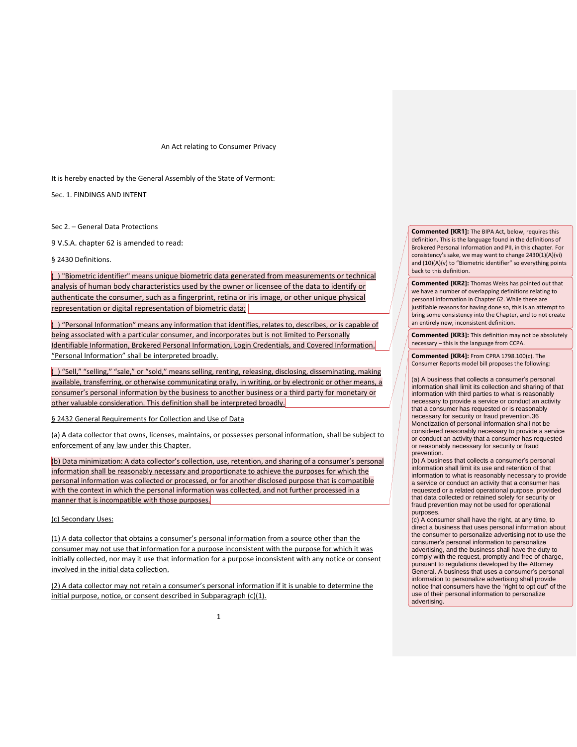An Act relating to Consumer Privacy

It is hereby enacted by the General Assembly of the State of Vermont:

Sec. 1. FINDINGS AND INTENT

Sec 2. – General Data Protections

9 V.S.A. chapter 62 is amended to read:

§ 2430 Definitions.

( ) "Biometric identifier" means unique biometric data generated from measurements or technical analysis of human body characteristics used by the owner or licensee of the data to identify or authenticate the consumer, such as a fingerprint, retina or iris image, or other unique physical representation or digital representation of biometric data;

( ) "Personal Information" means any information that identifies, relates to, describes, or is capable of being associated with a particular consumer, and incorporates but is not limited to Personally Identifiable Information, Brokered Personal Information, Login Credentials, and Covered Information. "Personal Information" shall be interpreted broadly.

( ) "Sell," "selling," "sale," or "sold," means selling, renting, releasing, disclosing, disseminating, making available, transferring, or otherwise communicating orally, in writing, or by electronic or other means, a consumer's personal information by the business to another business or a third party for monetary or other valuable consideration. This definition shall be interpreted broadly.

§ 2432 General Requirements for Collection and Use of Data

(a) A data collector that owns, licenses, maintains, or possesses personal information, shall be subject to enforcement of any law under this Chapter.

(b) Data minimization: A data collector's collection, use, retention, and sharing of a consumer's personal information shall be reasonably necessary and proportionate to achieve the purposes for which the personal information was collected or processed, or for another disclosed purpose that is compatible with the context in which the personal information was collected, and not further processed in a manner that is incompatible with those purposes.

(c) Secondary Uses:

(1) A data collector that obtains a consumer's personal information from a source other than the consumer may not use that information for a purpose inconsistent with the purpose for which it was initially collected, nor may it use that information for a purpose inconsistent with any notice or consent involved in the initial data collection.

(2) A data collector may not retain a consumer's personal information if it is unable to determine the initial purpose, notice, or consent described in Subparagraph (c)(1).

**Commented [KR1]:** The BIPA Act, below, requires this definition. This is the language found in the definitions of Brokered Personal Information and PII, in this chapter. For consistency's sake, we may want to change 2430(1)(A)(vi) and (10)(A)(v) to "Biometric identifier" so everything points back to this definition.

**Commented [KR2]:** Thomas Weiss has pointed out that we have a number of overlapping definitions relating to personal information in Chapter 62. While there are justifiable reasons for having done so, this is an attempt to bring some consistency into the Chapter, and to not create an entirely new, inconsistent definition.

**Commented [KR3]:** This definition may not be absolutely necessary – this is the language from CCPA.

**Commented [KR4]:** From CPRA 1798.100(c). The Consumer Reports model bill proposes the following:

(a) A business that collects a consumer's personal information shall limit its collection and sharing of that information with third parties to what is reasonably necessary to provide a service or conduct an activity that a consumer has requested or is reasonably necessary for security or fraud prevention.36 Monetization of personal information shall not be considered reasonably necessary to provide a service or conduct an activity that a consumer has requested or reasonably necessary for security or fraud prevention.
(b) A business that collects a consumer's personal information shall limit its use and retention of that information to what is reasonably necessary to provide a service or conduct an activity that a consumer has requested or a related operational purpose, provided that data collected or retained solely for security or fraud prevention may not be used for operational purposes.
(c) A consumer shall have the right, at any time, to direct a business that uses personal information about the consumer to personalize advertising not to use the consumer's personal information to personalize advertising, and the business shall have the duty to comply with the request, promptly and free of charge, pursuant to regulations developed by the Attorney General. A business that uses a consumer's personal information to personalize advertising shall provide notice that consumers have the "right to opt out" of the use of their personal information to personalize advertising.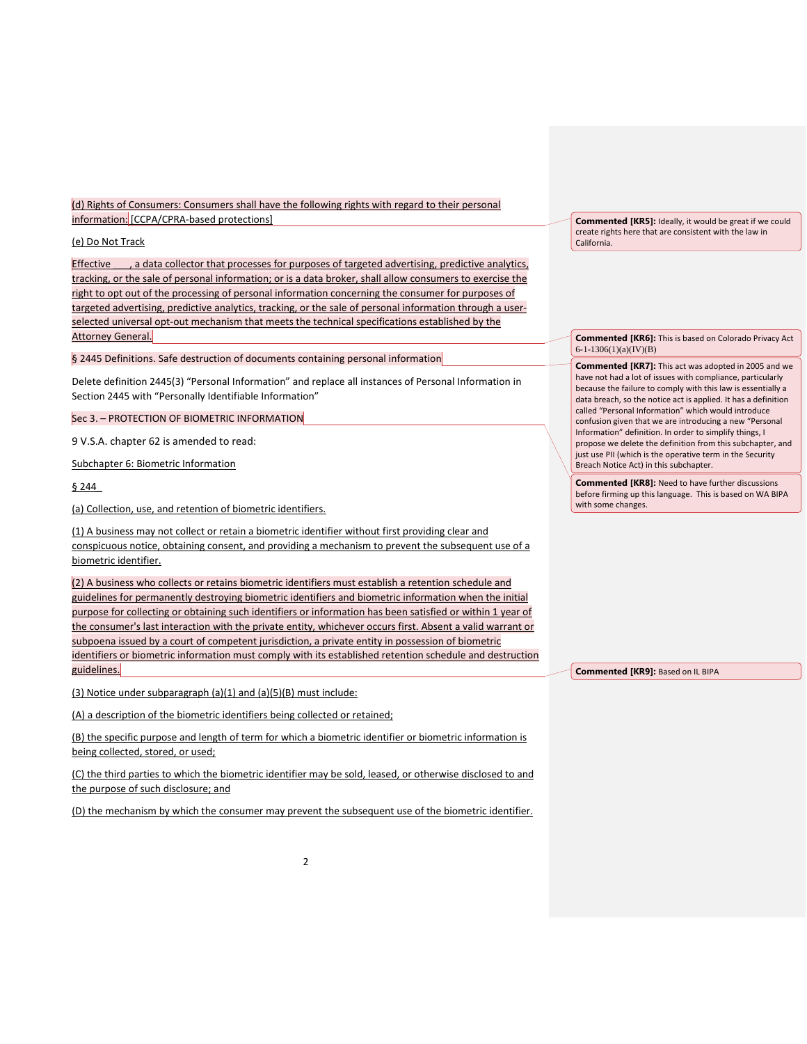(d) Rights of Consumers: Consumers shall have the following rights with regard to their personal information: [CCPA/CPRA-based protections]

(e) Do Not Track

Effective \_\_\_\_, a data collector that processes for purposes of targeted advertising, predictive analytics, tracking, or the sale of personal information; or is a data broker, shall allow consumers to exercise the right to opt out of the processing of personal information concerning the consumer for purposes of targeted advertising, predictive analytics, tracking, or the sale of personal information through a user-selected universal opt-out mechanism that meets the technical specifications established by the Attorney General.

§ 2445 Definitions. Safe destruction of documents containing personal information

Delete definition 2445(3) "Personal Information" and replace all instances of Personal Information in Section 2445 with "Personally Identifiable Information"

Sec 3. – PROTECTION OF BIOMETRIC INFORMATION

9 V.S.A. chapter 62 is amended to read:

Subchapter 6: Biometric Information

§ 244

(a) Collection, use, and retention of biometric identifiers.

(1) A business may not collect or retain a biometric identifier without first providing clear and conspicuous notice, obtaining consent, and providing a mechanism to prevent the subsequent use of a biometric identifier.

(2) A business who collects or retains biometric identifiers must establish a retention schedule and guidelines for permanently destroying biometric identifiers and biometric information when the initial purpose for collecting or obtaining such identifiers or information has been satisfied or within 1 year of the consumer's last interaction with the private entity, whichever occurs first. Absent a valid warrant or subpoena issued by a court of competent jurisdiction, a private entity in possession of biometric identifiers or biometric information must comply with its established retention schedule and destruction guidelines.

(3) Notice under subparagraph (a)(1) and (a)(5)(B) must include:

(A) a description of the biometric identifiers being collected or retained;

(B) the specific purpose and length of term for which a biometric identifier or biometric information is being collected, stored, or used;

(C) the third parties to which the biometric identifier may be sold, leased, or otherwise disclosed to and the purpose of such disclosure; and

(D) the mechanism by which the consumer may prevent the subsequent use of the biometric identifier.

**Commented [KR5]:** Ideally, it would be great if we could create rights here that are consistent with the law in California.

**Commented [KR6]:** This is based on Colorado Privacy Act 6-1-1306(1)(a)(IV)(B)

**Commented [KR7]:** This act was adopted in 2005 and we have not had a lot of issues with compliance, particularly because the failure to comply with this law is essentially a data breach, so the notice act is applied. It has a definition called "Personal Information" which would introduce confusion given that we are introducing a new "Personal Information" definition. In order to simplify things, I propose we delete the definition from this subchapter, and just use PII (which is the operative term in the Security Breach Notice Act) in this subchapter.

**Commented [KR8]:** Need to have further discussions before firming up this language. This is based on WA BIPA with some changes.

**Commented [KR9]:** Based on IL BIPA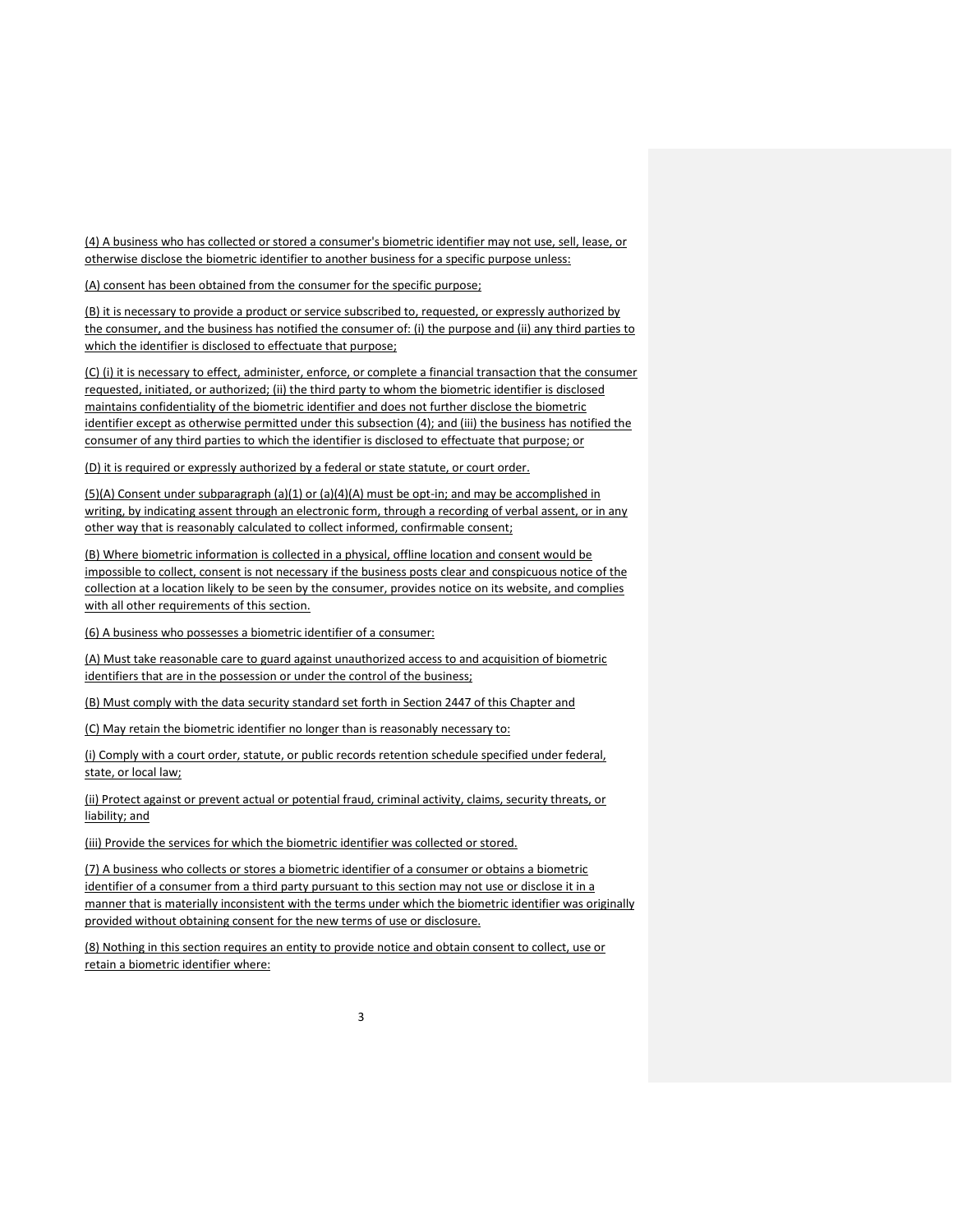(4) A business who has collected or stored a consumer's biometric identifier may not use, sell, lease, or otherwise disclose the biometric identifier to another business for a specific purpose unless:

(A) consent has been obtained from the consumer for the specific purpose;

(B) it is necessary to provide a product or service subscribed to, requested, or expressly authorized by the consumer, and the business has notified the consumer of: (i) the purpose and (ii) any third parties to which the identifier is disclosed to effectuate that purpose;

(C) (i) it is necessary to effect, administer, enforce, or complete a financial transaction that the consumer requested, initiated, or authorized; (ii) the third party to whom the biometric identifier is disclosed maintains confidentiality of the biometric identifier and does not further disclose the biometric identifier except as otherwise permitted under this subsection (4); and (iii) the business has notified the consumer of any third parties to which the identifier is disclosed to effectuate that purpose; or

(D) it is required or expressly authorized by a federal or state statute, or court order.

(5)(A) Consent under subparagraph (a)(1) or (a)(4)(A) must be opt-in; and may be accomplished in writing, by indicating assent through an electronic form, through a recording of verbal assent, or in any other way that is reasonably calculated to collect informed, confirmable consent;

(B) Where biometric information is collected in a physical, offline location and consent would be impossible to collect, consent is not necessary if the business posts clear and conspicuous notice of the collection at a location likely to be seen by the consumer, provides notice on its website, and complies with all other requirements of this section.

(6) A business who possesses a biometric identifier of a consumer:

(A) Must take reasonable care to guard against unauthorized access to and acquisition of biometric identifiers that are in the possession or under the control of the business;

(B) Must comply with the data security standard set forth in Section 2447 of this Chapter and

(C) May retain the biometric identifier no longer than is reasonably necessary to:

(i) Comply with a court order, statute, or public records retention schedule specified under federal, state, or local law;

(ii) Protect against or prevent actual or potential fraud, criminal activity, claims, security threats, or liability; and

(iii) Provide the services for which the biometric identifier was collected or stored.

(7) A business who collects or stores a biometric identifier of a consumer or obtains a biometric identifier of a consumer from a third party pursuant to this section may not use or disclose it in a manner that is materially inconsistent with the terms under which the biometric identifier was originally provided without obtaining consent for the new terms of use or disclosure.

(8) Nothing in this section requires an entity to provide notice and obtain consent to collect, use or retain a biometric identifier where: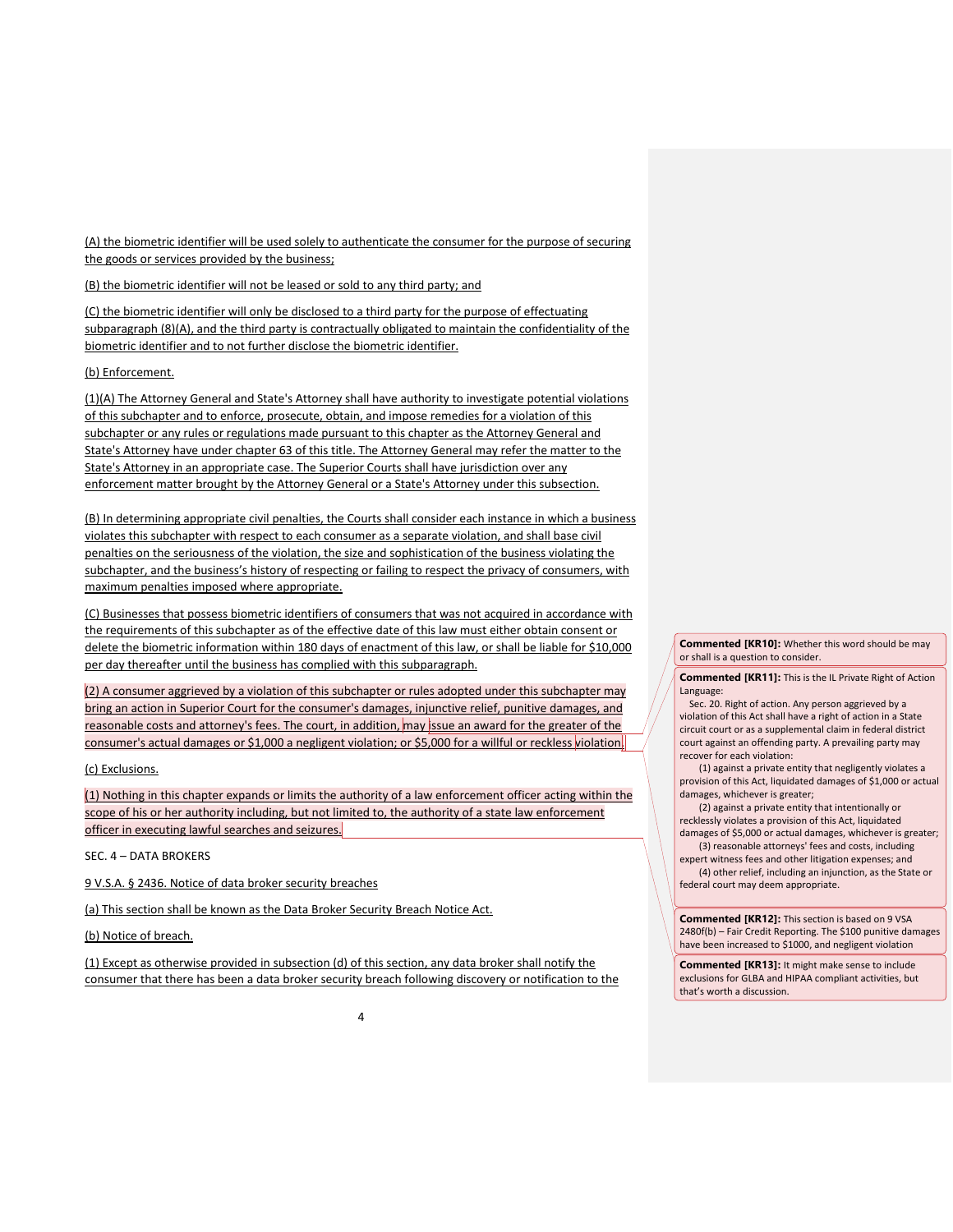(A) the biometric identifier will be used solely to authenticate the consumer for the purpose of securing the goods or services provided by the business;

(B) the biometric identifier will not be leased or sold to any third party; and

(C) the biometric identifier will only be disclosed to a third party for the purpose of effectuating subparagraph (8)(A), and the third party is contractually obligated to maintain the confidentiality of the biometric identifier and to not further disclose the biometric identifier.

(b) Enforcement.

(1)(A) The Attorney General and State's Attorney shall have authority to investigate potential violations of this subchapter and to enforce, prosecute, obtain, and impose remedies for a violation of this subchapter or any rules or regulations made pursuant to this chapter as the Attorney General and State's Attorney have under chapter 63 of this title. The Attorney General may refer the matter to the State's Attorney in an appropriate case. The Superior Courts shall have jurisdiction over any enforcement matter brought by the Attorney General or a State's Attorney under this subsection.

(B) In determining appropriate civil penalties, the Courts shall consider each instance in which a business violates this subchapter with respect to each consumer as a separate violation, and shall base civil penalties on the seriousness of the violation, the size and sophistication of the business violating the subchapter, and the business's history of respecting or failing to respect the privacy of consumers, with maximum penalties imposed where appropriate.

(C) Businesses that possess biometric identifiers of consumers that was not acquired in accordance with the requirements of this subchapter as of the effective date of this law must either obtain consent or delete the biometric information within 180 days of enactment of this law, or shall be liable for $10,000 per day thereafter until the business has complied with this subparagraph.

(2) A consumer aggrieved by a violation of this subchapter or rules adopted under this subchapter may bring an action in Superior Court for the consumer's damages, injunctive relief, punitive damages, and reasonable costs and attorney's fees. The court, in addition, may issue an award for the greater of the consumer's actual damages or $1,000 a negligent violation; or $5,000 for a willful or reckless violation.

(c) Exclusions.

(1) Nothing in this chapter expands or limits the authority of a law enforcement officer acting within the scope of his or her authority including, but not limited to, the authority of a state law enforcement officer in executing lawful searches and seizures.

SEC. 4 – DATA BROKERS

9 V.S.A. § 2436. Notice of data broker security breaches

(a) This section shall be known as the Data Broker Security Breach Notice Act.

(b) Notice of breach.

(1) Except as otherwise provided in subsection (d) of this section, any data broker shall notify the consumer that there has been a data broker security breach following discovery or notification to the

---

**Commented [KR10]:** Whether this word should be may or shall is a question to consider.

**Commented [KR11]:** This is the IL Private Right of Action Language:

Sec. 20. Right of action. Any person aggrieved by a violation of this Act shall have a right of action in a State circuit court or as a supplemental claim in federal district court against an offending party. A prevailing party may recover for each violation:

(1) against a private entity that negligently violates a provision of this Act, liquidated damages of $1,000 or actual damages, whichever is greater;

(2) against a private entity that intentionally or recklessly violates a provision of this Act, liquidated damages of $5,000 or actual damages, whichever is greater;

(3) reasonable attorneys' fees and costs, including expert witness fees and other litigation expenses; and

(4) other relief, including an injunction, as the State or federal court may deem appropriate.

**Commented [KR12]:** This section is based on 9 VSA 2480f(b) – Fair Credit Reporting. The $100 punitive damages have been increased to $1000, and negligent violation

**Commented [KR13]:** It might make sense to include exclusions for GLBA and HIPAA compliant activities, but that's worth a discussion.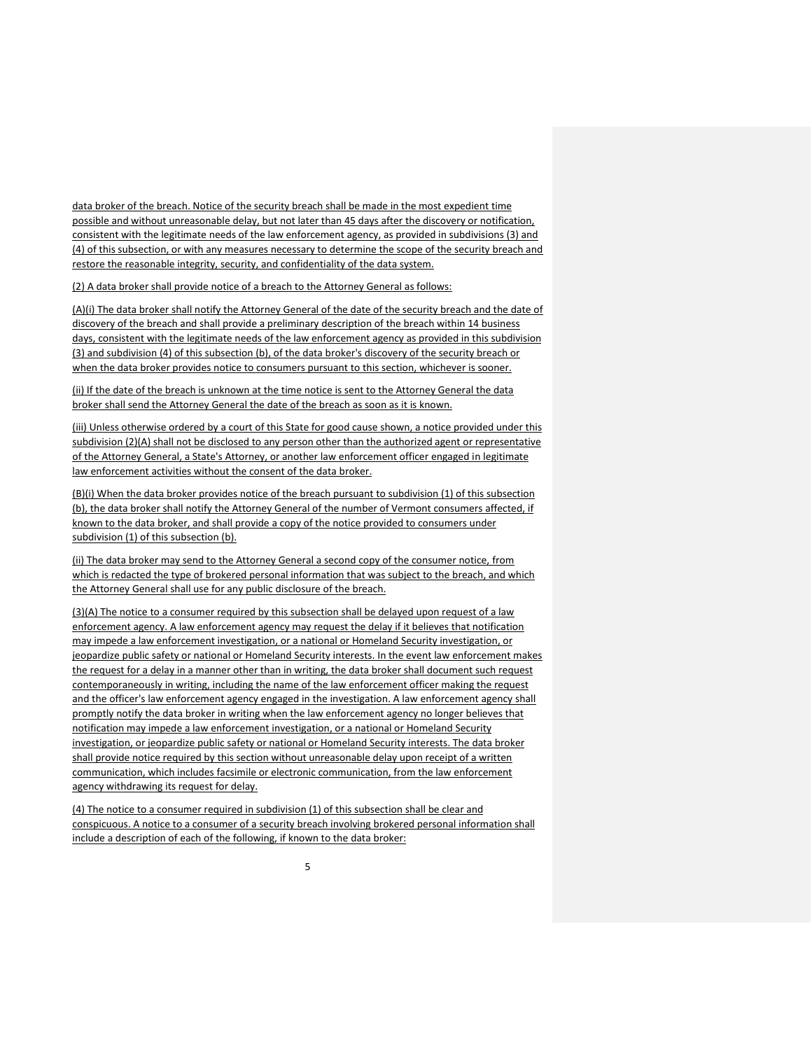data broker of the breach. Notice of the security breach shall be made in the most expedient time possible and without unreasonable delay, but not later than 45 days after the discovery or notification, consistent with the legitimate needs of the law enforcement agency, as provided in subdivisions (3) and (4) of this subsection, or with any measures necessary to determine the scope of the security breach and restore the reasonable integrity, security, and confidentiality of the data system.

(2) A data broker shall provide notice of a breach to the Attorney General as follows:

(A)(i) The data broker shall notify the Attorney General of the date of the security breach and the date of discovery of the breach and shall provide a preliminary description of the breach within 14 business days, consistent with the legitimate needs of the law enforcement agency as provided in this subdivision (3) and subdivision (4) of this subsection (b), of the data broker's discovery of the security breach or when the data broker provides notice to consumers pursuant to this section, whichever is sooner.

(ii) If the date of the breach is unknown at the time notice is sent to the Attorney General the data broker shall send the Attorney General the date of the breach as soon as it is known.

(iii) Unless otherwise ordered by a court of this State for good cause shown, a notice provided under this subdivision (2)(A) shall not be disclosed to any person other than the authorized agent or representative of the Attorney General, a State's Attorney, or another law enforcement officer engaged in legitimate law enforcement activities without the consent of the data broker.

(B)(i) When the data broker provides notice of the breach pursuant to subdivision (1) of this subsection (b), the data broker shall notify the Attorney General of the number of Vermont consumers affected, if known to the data broker, and shall provide a copy of the notice provided to consumers under subdivision (1) of this subsection (b).

(ii) The data broker may send to the Attorney General a second copy of the consumer notice, from which is redacted the type of brokered personal information that was subject to the breach, and which the Attorney General shall use for any public disclosure of the breach.

(3)(A) The notice to a consumer required by this subsection shall be delayed upon request of a law enforcement agency. A law enforcement agency may request the delay if it believes that notification may impede a law enforcement investigation, or a national or Homeland Security investigation, or jeopardize public safety or national or Homeland Security interests. In the event law enforcement makes the request for a delay in a manner other than in writing, the data broker shall document such request contemporaneously in writing, including the name of the law enforcement officer making the request and the officer's law enforcement agency engaged in the investigation. A law enforcement agency shall promptly notify the data broker in writing when the law enforcement agency no longer believes that notification may impede a law enforcement investigation, or a national or Homeland Security investigation, or jeopardize public safety or national or Homeland Security interests. The data broker shall provide notice required by this section without unreasonable delay upon receipt of a written communication, which includes facsimile or electronic communication, from the law enforcement agency withdrawing its request for delay.

(4) The notice to a consumer required in subdivision (1) of this subsection shall be clear and conspicuous. A notice to a consumer of a security breach involving brokered personal information shall include a description of each of the following, if known to the data broker: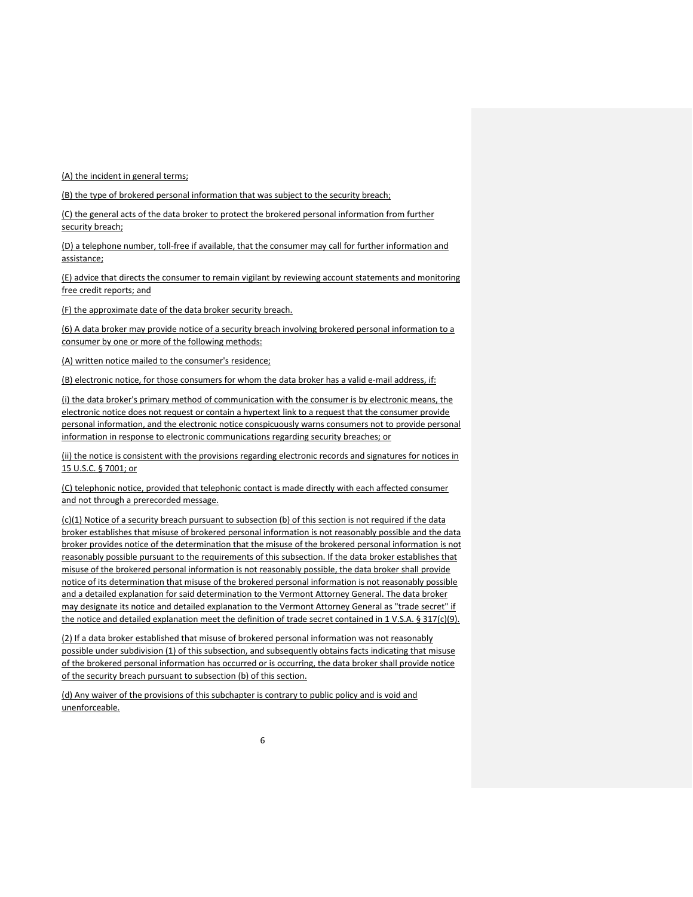(A) the incident in general terms;

(B) the type of brokered personal information that was subject to the security breach;

(C) the general acts of the data broker to protect the brokered personal information from further security breach;

(D) a telephone number, toll-free if available, that the consumer may call for further information and assistance;

(E) advice that directs the consumer to remain vigilant by reviewing account statements and monitoring free credit reports; and

(F) the approximate date of the data broker security breach.

(6) A data broker may provide notice of a security breach involving brokered personal information to a consumer by one or more of the following methods:

(A) written notice mailed to the consumer's residence;

(B) electronic notice, for those consumers for whom the data broker has a valid e-mail address, if:

(i) the data broker's primary method of communication with the consumer is by electronic means, the electronic notice does not request or contain a hypertext link to a request that the consumer provide personal information, and the electronic notice conspicuously warns consumers not to provide personal information in response to electronic communications regarding security breaches; or

(ii) the notice is consistent with the provisions regarding electronic records and signatures for notices in 15 U.S.C. § 7001; or

(C) telephonic notice, provided that telephonic contact is made directly with each affected consumer and not through a prerecorded message.

(c)(1) Notice of a security breach pursuant to subsection (b) of this section is not required if the data broker establishes that misuse of brokered personal information is not reasonably possible and the data broker provides notice of the determination that the misuse of the brokered personal information is not reasonably possible pursuant to the requirements of this subsection. If the data broker establishes that misuse of the brokered personal information is not reasonably possible, the data broker shall provide notice of its determination that misuse of the brokered personal information is not reasonably possible and a detailed explanation for said determination to the Vermont Attorney General. The data broker may designate its notice and detailed explanation to the Vermont Attorney General as "trade secret" if the notice and detailed explanation meet the definition of trade secret contained in 1 V.S.A. § 317(c)(9).

(2) If a data broker established that misuse of brokered personal information was not reasonably possible under subdivision (1) of this subsection, and subsequently obtains facts indicating that misuse of the brokered personal information has occurred or is occurring, the data broker shall provide notice of the security breach pursuant to subsection (b) of this section.

(d) Any waiver of the provisions of this subchapter is contrary to public policy and is void and unenforceable.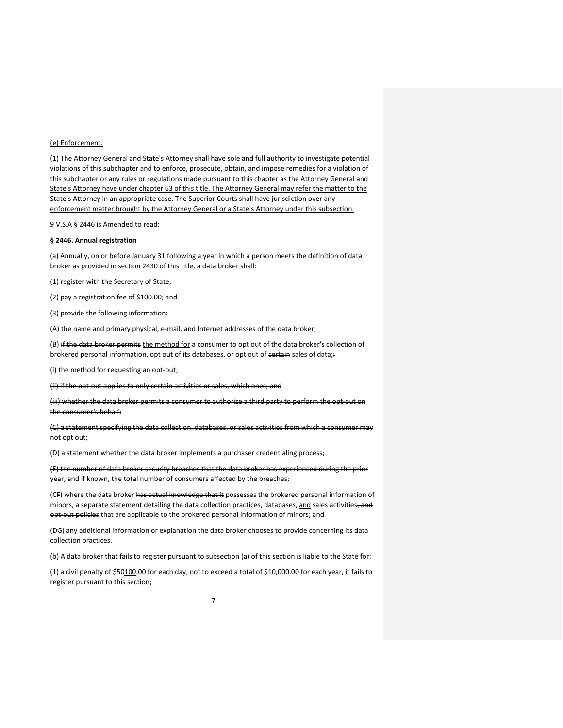(e) Enforcement.

(1) The Attorney General and State's Attorney shall have sole and full authority to investigate potential violations of this subchapter and to enforce, prosecute, obtain, and impose remedies for a violation of this subchapter or any rules or regulations made pursuant to this chapter as the Attorney General and State's Attorney have under chapter 63 of this title. The Attorney General may refer the matter to the State's Attorney in an appropriate case. The Superior Courts shall have jurisdiction over any enforcement matter brought by the Attorney General or a State's Attorney under this subsection.

9 V.S.A § 2446 is Amended to read:

**§ 2446. Annual registration**

(a) Annually, on or before January 31 following a year in which a person meets the definition of data broker as provided in section 2430 of this title, a data broker shall:

(1) register with the Secretary of State;

(2) pay a registration fee of $100.00; and

(3) provide the following information:

(A) the name and primary physical, e-mail, and Internet addresses of the data broker;

(B) ~~if the data broker permits~~ the method for a consumer to opt out of the data broker's collection of brokered personal information, opt out of its databases, or opt out of ~~certain~~ sales of data;~~:~~

~~(i) the method for requesting an opt-out;~~

~~(ii) if the opt-out applies to only certain activities or sales, which ones; and~~

~~(iii) whether the data broker permits a consumer to authorize a third party to perform the opt-out on the consumer's behalf;~~

~~(C) a statement specifying the data collection, databases, or sales activities from which a consumer may not opt out;~~

~~(D) a statement whether the data broker implements a purchaser credentialing process;~~

~~(E) the number of data broker security breaches that the data broker has experienced during the prior year, and if known, the total number of consumers affected by the breaches;~~

(C~~F~~) where the data broker ~~has actual knowledge that it~~ possesses the brokered personal information of minors, a separate statement detailing the data collection practices, databases, and sales activities~~, and opt-out policies~~ that are applicable to the brokered personal information of minors; and

(D~~G~~) any additional information or explanation the data broker chooses to provide concerning its data collection practices.

(b) A data broker that fails to register pursuant to subsection (a) of this section is liable to the State for:

(1) a civil penalty of $~~50~~100.00 for each day~~, not to exceed a total of $10,000.00 for each year,~~ it fails to register pursuant to this section;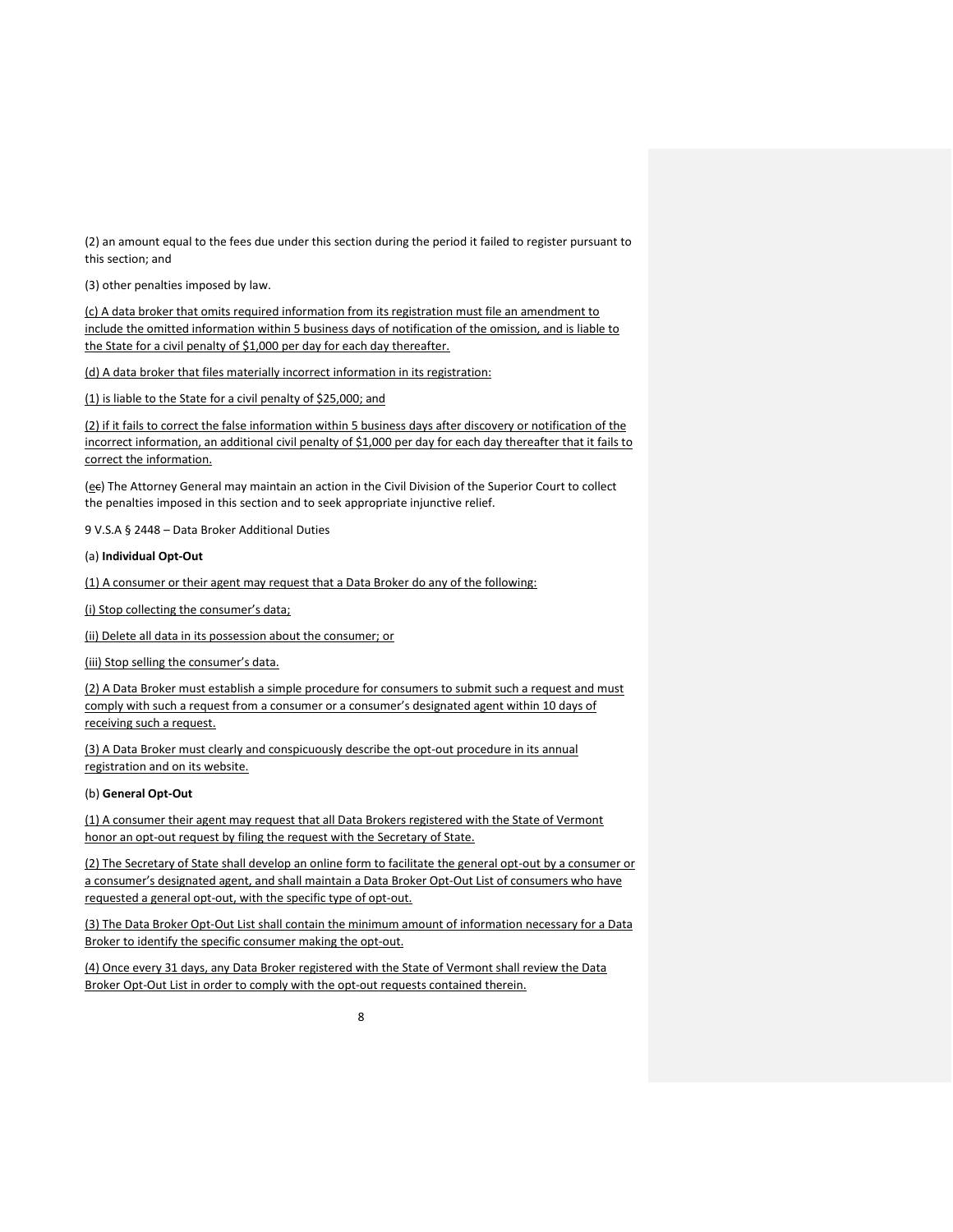(2) an amount equal to the fees due under this section during the period it failed to register pursuant to this section; and

(3) other penalties imposed by law.

(c) A data broker that omits required information from its registration must file an amendment to include the omitted information within 5 business days of notification of the omission, and is liable to the State for a civil penalty of $1,000 per day for each day thereafter.

(d) A data broker that files materially incorrect information in its registration:

(1) is liable to the State for a civil penalty of $25,000; and

(2) if it fails to correct the false information within 5 business days after discovery or notification of the incorrect information, an additional civil penalty of $1,000 per day for each day thereafter that it fails to correct the information.

(ec) The Attorney General may maintain an action in the Civil Division of the Superior Court to collect the penalties imposed in this section and to seek appropriate injunctive relief.

9 V.S.A § 2448 – Data Broker Additional Duties

(a) **Individual Opt-Out**

(1) A consumer or their agent may request that a Data Broker do any of the following:

(i) Stop collecting the consumer's data;

(ii) Delete all data in its possession about the consumer; or

(iii) Stop selling the consumer's data.

(2) A Data Broker must establish a simple procedure for consumers to submit such a request and must comply with such a request from a consumer or a consumer's designated agent within 10 days of receiving such a request.

(3) A Data Broker must clearly and conspicuously describe the opt-out procedure in its annual registration and on its website.

(b) **General Opt-Out**

(1) A consumer their agent may request that all Data Brokers registered with the State of Vermont honor an opt-out request by filing the request with the Secretary of State.

(2) The Secretary of State shall develop an online form to facilitate the general opt-out by a consumer or a consumer's designated agent, and shall maintain a Data Broker Opt-Out List of consumers who have requested a general opt-out, with the specific type of opt-out.

(3) The Data Broker Opt-Out List shall contain the minimum amount of information necessary for a Data Broker to identify the specific consumer making the opt-out.

(4) Once every 31 days, any Data Broker registered with the State of Vermont shall review the Data Broker Opt-Out List in order to comply with the opt-out requests contained therein.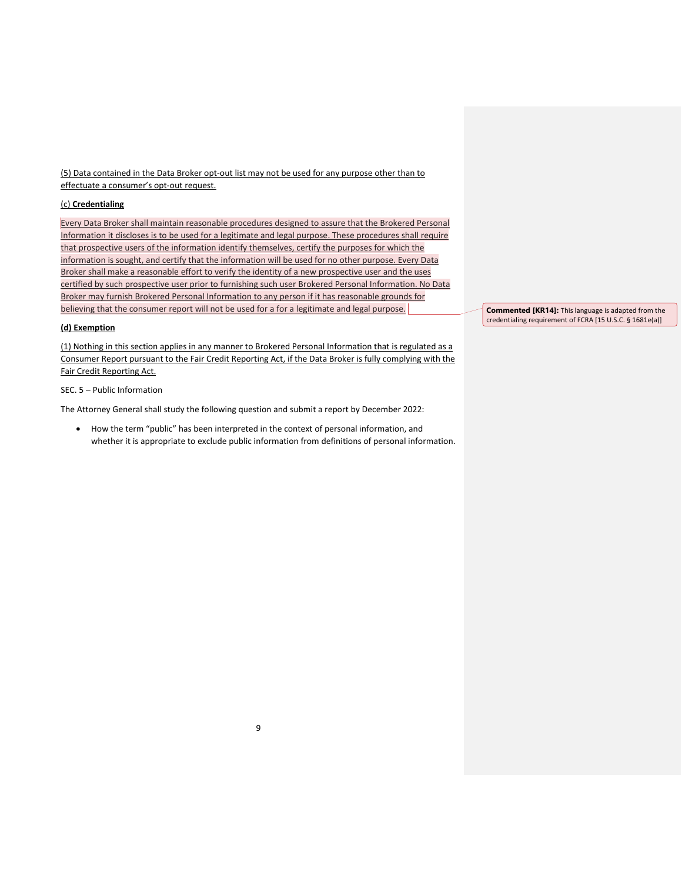(5) Data contained in the Data Broker opt-out list may not be used for any purpose other than to effectuate a consumer's opt-out request.

(c) **Credentialing**

Every Data Broker shall maintain reasonable procedures designed to assure that the Brokered Personal Information it discloses is to be used for a legitimate and legal purpose. These procedures shall require that prospective users of the information identify themselves, certify the purposes for which the information is sought, and certify that the information will be used for no other purpose. Every Data Broker shall make a reasonable effort to verify the identity of a new prospective user and the uses certified by such prospective user prior to furnishing such user Brokered Personal Information. No Data Broker may furnish Brokered Personal Information to any person if it has reasonable grounds for believing that the consumer report will not be used for a for a legitimate and legal purpose.

**Commented [KR14]:** This language is adapted from the credentialing requirement of FCRA [15 U.S.C. § 1681e(a)]

**(d) Exemption**

(1) Nothing in this section applies in any manner to Brokered Personal Information that is regulated as a Consumer Report pursuant to the Fair Credit Reporting Act, if the Data Broker is fully complying with the Fair Credit Reporting Act.

SEC. 5 – Public Information

The Attorney General shall study the following question and submit a report by December 2022:

- How the term "public" has been interpreted in the context of personal information, and whether it is appropriate to exclude public information from definitions of personal information.